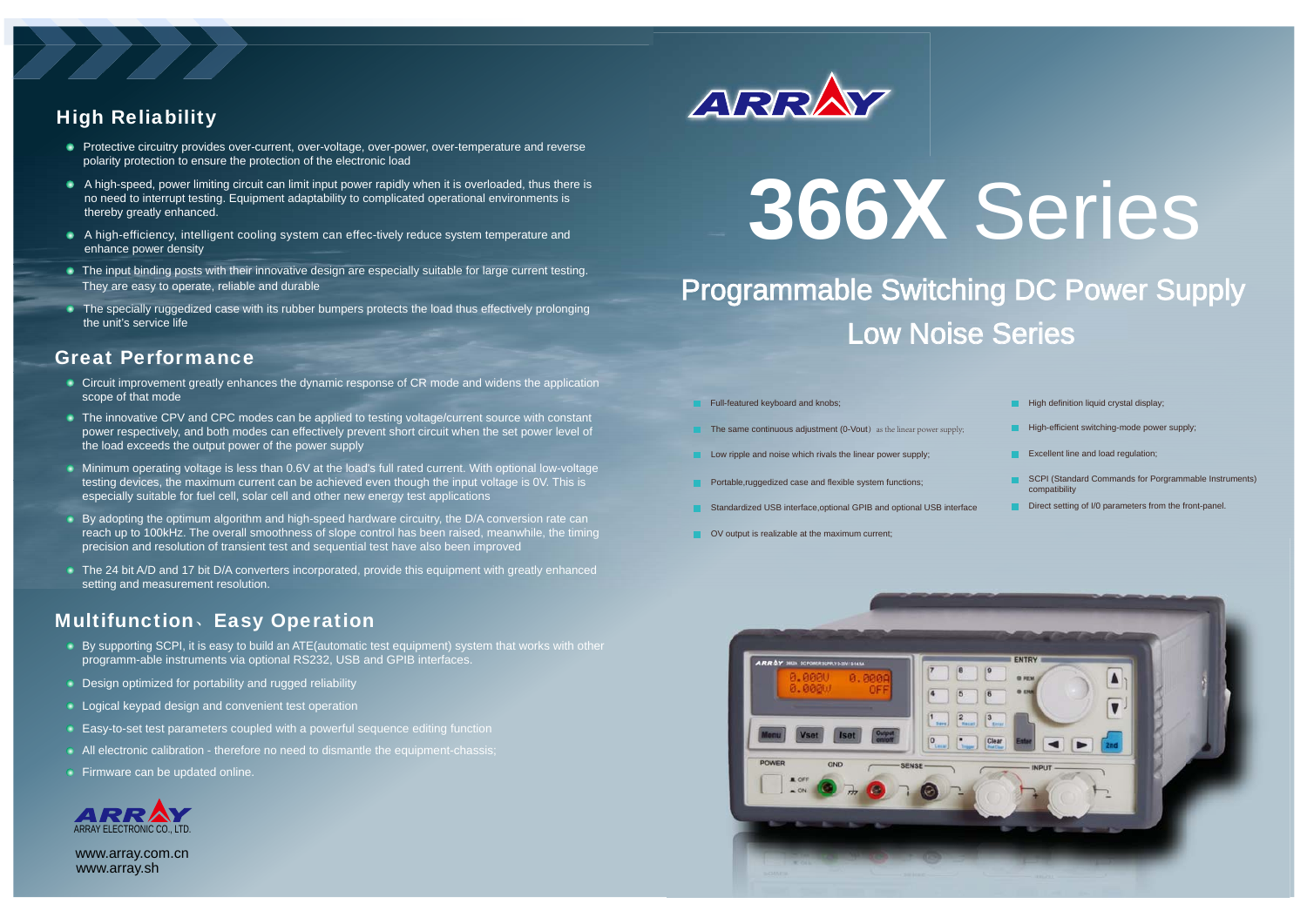# 366X Series

## Programmable Switching DC Power Supply

## Low Noise Series

- Full-featured keyboard and knobs;
- The same continuous adjustment (0-Vout) as the linear power supply;
- Low ripple and noise which rivals the linear power supply;
- Portable,ruggedized case and flexible system functions;
- Standardized USB interface,optional GPIB and optional USB interface
- OV output is realizable at the maximum current;
- High definition liquid crystal display;
- High-efficient switching-mode power supply;
- Excellent line and load regulation;
- SCPI (Standard Commands for Porgrammable Instruments) compatibility
- Direct setting of I/0 parameters from the front-panel.

## High Reliability

- Protective circuitry provides over-current, over-voltage, over-power, over-temperature and reverse polarity protection to ensure the protection of the electronic load
- A high-speed, power limiting circuit can limit input power rapidly when it is overloaded, thus there is no need to interrupt testing. Equipment adaptability to complicated operational environments is thereby greatly enhanced.
- A high-efficiency, intelligent cooling system can effec-tively reduce system temperature and enhance power density
- The input binding posts with their innovative design are especially suitable for large current testing. They are easy to operate, reliable and durable
- The specially ruggedized case with its rubber bumpers protects the load thus effectively prolonging the unit's service life

## Great Performance

- Circuit improvement greatly enhances the dynamic response of CR mode and widens the application scope of that mode
- The innovative CPV and CPC modes can be applied to testing voltage/current source with constant power respectively, and both modes can effectively prevent short circuit when the set power level of the load exceeds the output power of the power supply
- Minimum operating voltage is less than 0.6V at the load's full rated current. With optional low-voltage testing devices, the maximum current can be achieved even though the input voltage is 0V. This is especially suitable for fuel cell, solar cell and other new energy test applications
- By adopting the optimum algorithm and high-speed hardware circuitry, the D/A conversion rate can reach up to 100kHz. The overall smoothness of slope control has been raised, meanwhile, the timing precision and resolution of transient test and sequential test have also been improved
- The 24 bit A/D and 17 bit D/A converters incorporated, provide this equipment with greatly enhanced setting and measurement resolution.

## Multifunction、Easy Operation

- By supporting SCPI, it is easy to build an ATE(automatic test equipment) system that works with other programm-able instruments via optional RS232, USB and GPIB interfaces.
- Design optimized for portability and rugged reliability
- Logical keypad design and convenient test operation
- Easy-to-set test parameters coupled with a powerful sequence editing function
- All electronic calibration - therefore no need to dismantle the equipment-chassis;
- Firmware can be updated online.

ARRAY ELECTRONIC CO., LTD.

www.array.com.cn
www.array.sh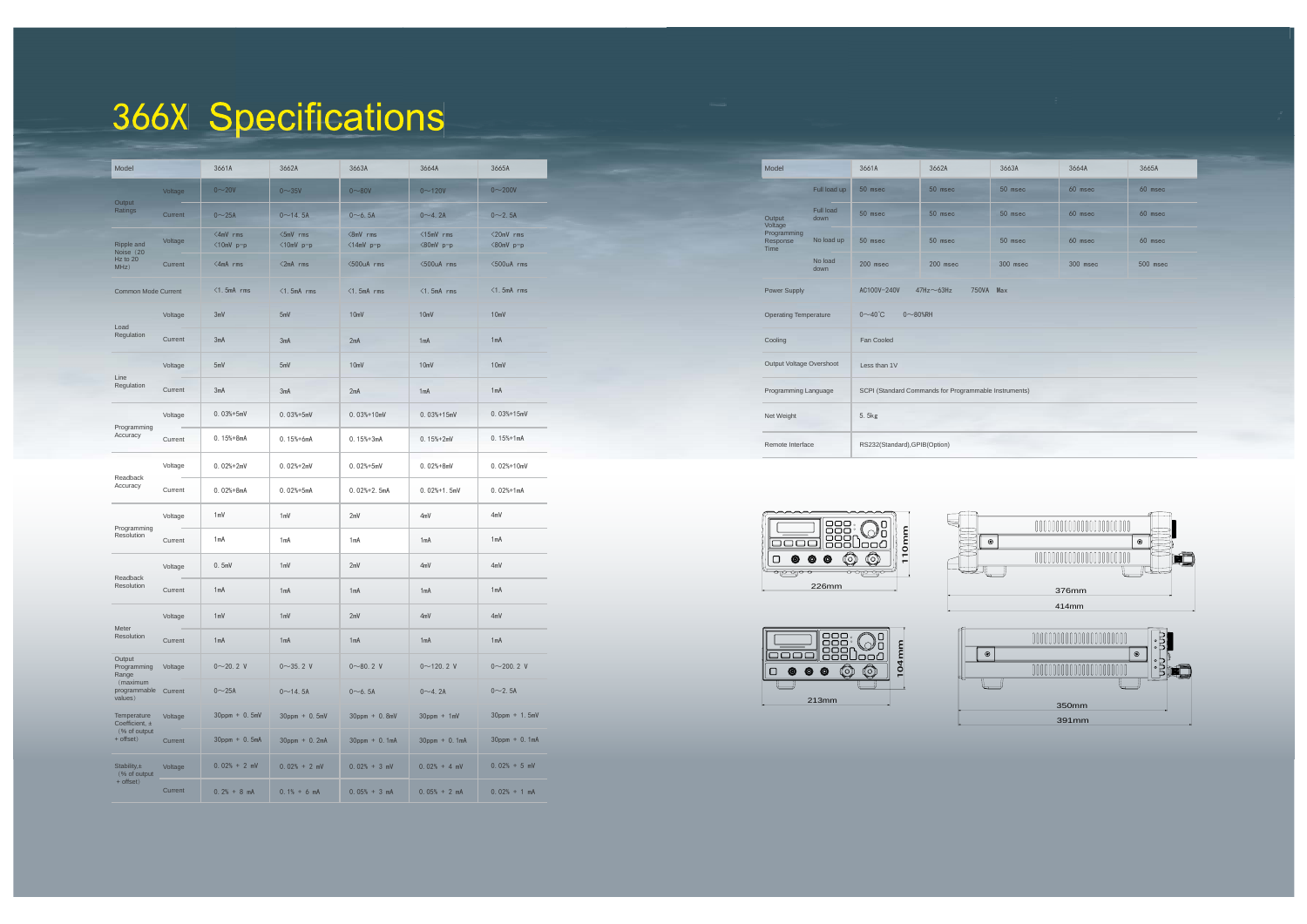# 366X Specifications

| Model | | 3661A | 3662A | 3663A | 3664A | 3665A |
|---|---|---|---|---|---|---|
| Output Ratings | Voltage | 0~20V | 0~35V | 0~80V | 0~120V | 0~200V |
| | Current | 0~25A | 0~14.5A | 0~6.5A | 0~4.2A | 0~2.5A |
| Ripple and Noise (20 Hz to 20 MHz) | Voltage | <4mV rms <10mV p-p | <5mV rms <10mV p-p | <8mV rms <14mV p-p | <15mV rms <80mV p-p | <20mV rms <80mV p-p |
| | Current | <4mA rms | <2mA rms | <500uA rms | <500uA rms | <500uA rms |
| Common Mode Current | | <1.5mA rms | <1.5mA rms | <1.5mA rms | <1.5mA rms | <1.5mA rms |
| Load Regulation | Voltage | 3mV | 5mV | 10mV | 10mV | 10mV |
| | Current | 3mA | 3mA | 2mA | 1mA | 1mA |
| Line Regulation | Voltage | 5mV | 5mV | 10mV | 10mV | 10mV |
| | Current | 3mA | 3mA | 2mA | 1mA | 1mA |
| Programming Accuracy | Voltage | 0.03%+5mV | 0.03%+5mV | 0.03%+10mV | 0.03%+15mV | 0.03%+15mV |
| | Current | 0.15%+8mA | 0.15%+6mA | 0.15%+3mA | 0.15%+2mV | 0.15%+1mA |
| Readback Accuracy | Voltage | 0.02%+2mV | 0.02%+2mV | 0.02%+5mV | 0.02%+8mV | 0.02%+10mV |
| | Current | 0.02%+8mA | 0.02%+5mA | 0.02%+2.5mA | 0.02%+1.5mV | 0.02%+1mA |
| Programming Resolution | Voltage | 1mV | 1mV | 2mV | 4mV | 4mV |
| | Current | 1mA | 1mA | 1mA | 1mA | 1mA |
| Readback Resolution | Voltage | 0.5mV | 1mV | 2mV | 4mV | 4mV |
| | Current | 1mA | 1mA | 1mA | 1mA | 1mA |
| Meter Resolution | Voltage | 1mV | 1mV | 2mV | 4mV | 4mV |
| | Current | 1mA | 1mA | 1mA | 1mA | 1mA |
| Output Programming Range (maximum programmable values) | Voltage | 0~20.2 V | 0~35.2 V | 0~80.2 V | 0~120.2 V | 0~200.2 V |
| | Current | 0~25A | 0~14.5A | 0~6.5A | 0~4.2A | 0~2.5A |
| Temperature Coefficient, ± (% of output + offset) | Voltage | 30ppm + 0.5mV | 30ppm + 0.5mV | 30ppm + 0.8mV | 30ppm + 1mV | 30ppm + 1.5mV |
| | Current | 30ppm + 0.5mA | 30ppm + 0.2mA | 30ppm + 0.1mA | 30ppm + 0.1mA | 30ppm + 0.1mA |
| Stability,± (% of output + offset) | Voltage | 0.02% + 2 mV | 0.02% + 2 mV | 0.02% + 3 mV | 0.02% + 4 mV | 0.02% + 5 mV |
| | Current | 0.2% + 8 mA | 0.1% + 6 mA | 0.05% + 3 mA | 0.05% + 2 mA | 0.02% + 1 mA |

| Model | | 3661A | 3662A | 3663A | 3664A | 3665A |
|---|---|---|---|---|---|---|
| Output Voltage Programming Response Time | Full load up | 50 msec | 50 msec | 50 msec | 60 msec | 60 msec |
| | Full load down | 50 msec | 50 msec | 50 msec | 60 msec | 60 msec |
| | No load up | 50 msec | 50 msec | 50 msec | 60 msec | 60 msec |
| | No load down | 200 msec | 200 msec | 300 msec | 300 msec | 500 msec |
| Power Supply | | AC100V~240V 47Hz~63Hz 750VA Max | | | | |
| Operating Temperature | | 0~40°C 0~80%RH | | | | |
| Cooling | | Fan Cooled | | | | |
| Output Voltage Overshoot | | Less than 1V | | | | |
| Programming Language | | SCPI (Standard Commands for Programmable Instruments) | | | | |
| Net Weight | | 5.5kg | | | | |
| Remote Interface | | RS232(Standard),GPIB(Option) | | | | |

110mm
226mm
376mm
414mm
104mm
213mm
350mm
391mm